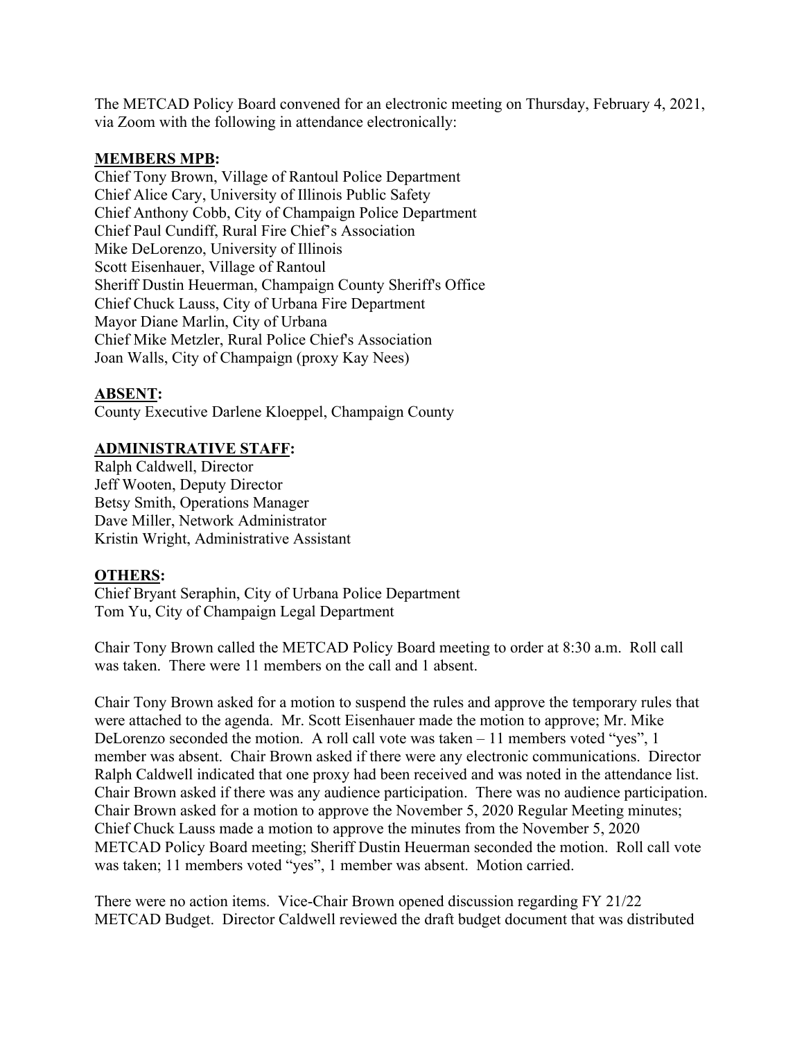The METCAD Policy Board convened for an electronic meeting on Thursday, February 4, 2021, via Zoom with the following in attendance electronically:

**MEMBERS MPB:**

Chief Tony Brown, Village of Rantoul Police Department
Chief Alice Cary, University of Illinois Public Safety
Chief Anthony Cobb, City of Champaign Police Department
Chief Paul Cundiff, Rural Fire Chief's Association
Mike DeLorenzo, University of Illinois
Scott Eisenhauer, Village of Rantoul
Sheriff Dustin Heuerman, Champaign County Sheriff's Office
Chief Chuck Lauss, City of Urbana Fire Department
Mayor Diane Marlin, City of Urbana
Chief Mike Metzler, Rural Police Chief's Association
Joan Walls, City of Champaign (proxy Kay Nees)

**ABSENT:**

County Executive Darlene Kloeppel, Champaign County

**ADMINISTRATIVE STAFF:**

Ralph Caldwell, Director
Jeff Wooten, Deputy Director
Betsy Smith, Operations Manager
Dave Miller, Network Administrator
Kristin Wright, Administrative Assistant

**OTHERS:**

Chief Bryant Seraphin, City of Urbana Police Department
Tom Yu, City of Champaign Legal Department

Chair Tony Brown called the METCAD Policy Board meeting to order at 8:30 a.m. Roll call was taken. There were 11 members on the call and 1 absent.

Chair Tony Brown asked for a motion to suspend the rules and approve the temporary rules that were attached to the agenda. Mr. Scott Eisenhauer made the motion to approve; Mr. Mike DeLorenzo seconded the motion. A roll call vote was taken – 11 members voted "yes", 1 member was absent. Chair Brown asked if there were any electronic communications. Director Ralph Caldwell indicated that one proxy had been received and was noted in the attendance list. Chair Brown asked if there was any audience participation. There was no audience participation. Chair Brown asked for a motion to approve the November 5, 2020 Regular Meeting minutes; Chief Chuck Lauss made a motion to approve the minutes from the November 5, 2020 METCAD Policy Board meeting; Sheriff Dustin Heuerman seconded the motion. Roll call vote was taken; 11 members voted "yes", 1 member was absent. Motion carried.

There were no action items. Vice-Chair Brown opened discussion regarding FY 21/22 METCAD Budget. Director Caldwell reviewed the draft budget document that was distributed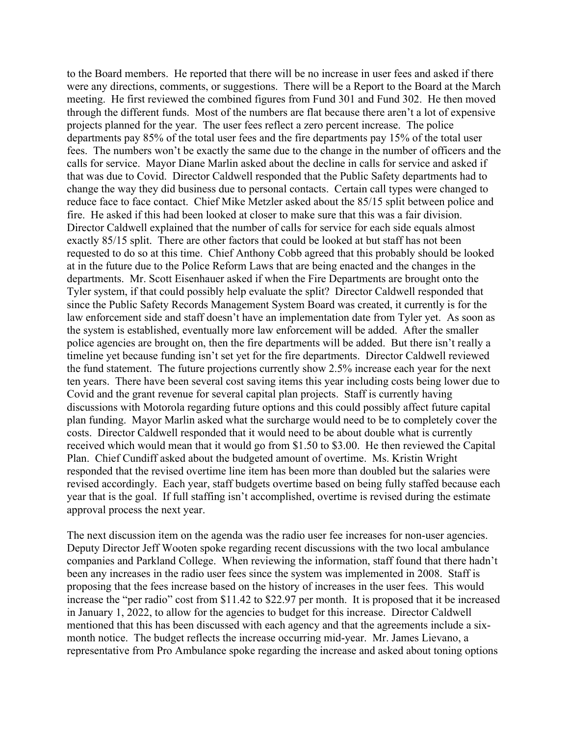to the Board members. He reported that there will be no increase in user fees and asked if there were any directions, comments, or suggestions. There will be a Report to the Board at the March meeting. He first reviewed the combined figures from Fund 301 and Fund 302. He then moved through the different funds. Most of the numbers are flat because there aren't a lot of expensive projects planned for the year. The user fees reflect a zero percent increase. The police departments pay 85% of the total user fees and the fire departments pay 15% of the total user fees. The numbers won't be exactly the same due to the change in the number of officers and the calls for service. Mayor Diane Marlin asked about the decline in calls for service and asked if that was due to Covid. Director Caldwell responded that the Public Safety departments had to change the way they did business due to personal contacts. Certain call types were changed to reduce face to face contact. Chief Mike Metzler asked about the 85/15 split between police and fire. He asked if this had been looked at closer to make sure that this was a fair division. Director Caldwell explained that the number of calls for service for each side equals almost exactly 85/15 split. There are other factors that could be looked at but staff has not been requested to do so at this time. Chief Anthony Cobb agreed that this probably should be looked at in the future due to the Police Reform Laws that are being enacted and the changes in the departments. Mr. Scott Eisenhauer asked if when the Fire Departments are brought onto the Tyler system, if that could possibly help evaluate the split? Director Caldwell responded that since the Public Safety Records Management System Board was created, it currently is for the law enforcement side and staff doesn't have an implementation date from Tyler yet. As soon as the system is established, eventually more law enforcement will be added. After the smaller police agencies are brought on, then the fire departments will be added. But there isn't really a timeline yet because funding isn't set yet for the fire departments. Director Caldwell reviewed the fund statement. The future projections currently show 2.5% increase each year for the next ten years. There have been several cost saving items this year including costs being lower due to Covid and the grant revenue for several capital plan projects. Staff is currently having discussions with Motorola regarding future options and this could possibly affect future capital plan funding. Mayor Marlin asked what the surcharge would need to be to completely cover the costs. Director Caldwell responded that it would need to be about double what is currently received which would mean that it would go from $1.50 to $3.00. He then reviewed the Capital Plan. Chief Cundiff asked about the budgeted amount of overtime. Ms. Kristin Wright responded that the revised overtime line item has been more than doubled but the salaries were revised accordingly. Each year, staff budgets overtime based on being fully staffed because each year that is the goal. If full staffing isn't accomplished, overtime is revised during the estimate approval process the next year.

The next discussion item on the agenda was the radio user fee increases for non-user agencies. Deputy Director Jeff Wooten spoke regarding recent discussions with the two local ambulance companies and Parkland College. When reviewing the information, staff found that there hadn't been any increases in the radio user fees since the system was implemented in 2008. Staff is proposing that the fees increase based on the history of increases in the user fees. This would increase the "per radio" cost from $11.42 to $22.97 per month. It is proposed that it be increased in January 1, 2022, to allow for the agencies to budget for this increase. Director Caldwell mentioned that this has been discussed with each agency and that the agreements include a six-month notice. The budget reflects the increase occurring mid-year. Mr. James Lievano, a representative from Pro Ambulance spoke regarding the increase and asked about toning options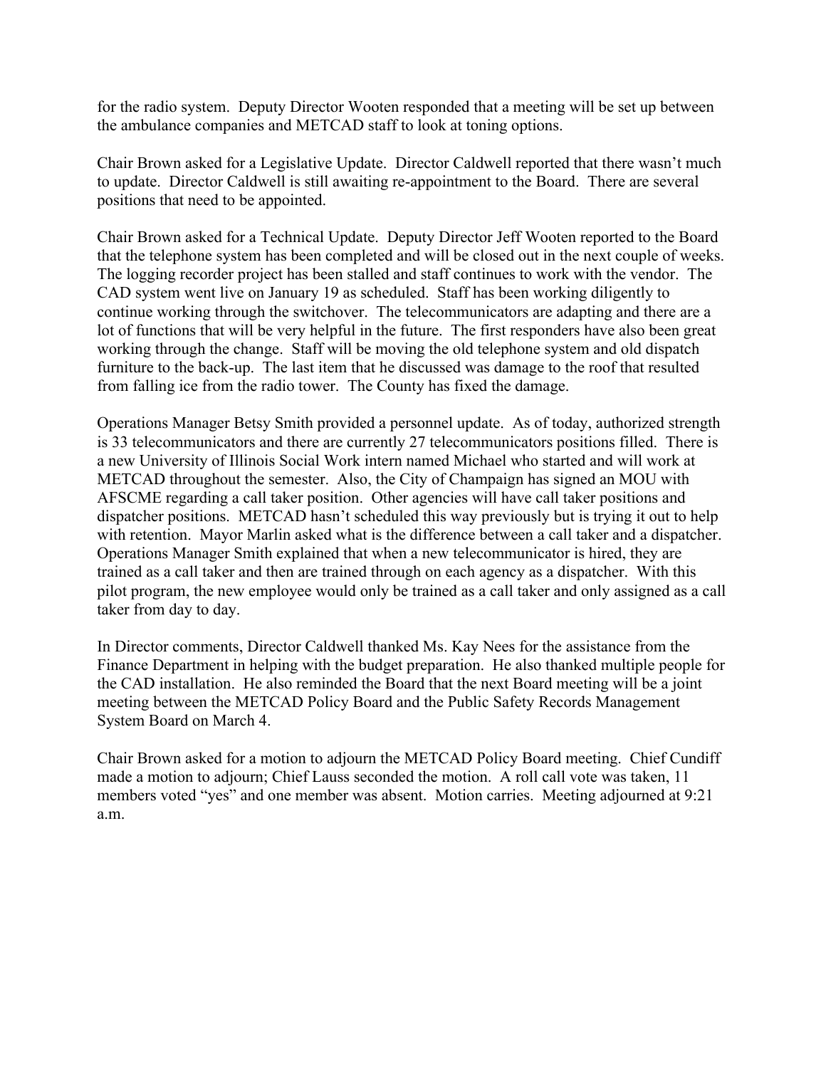for the radio system. Deputy Director Wooten responded that a meeting will be set up between the ambulance companies and METCAD staff to look at toning options.

Chair Brown asked for a Legislative Update. Director Caldwell reported that there wasn't much to update. Director Caldwell is still awaiting re-appointment to the Board. There are several positions that need to be appointed.

Chair Brown asked for a Technical Update. Deputy Director Jeff Wooten reported to the Board that the telephone system has been completed and will be closed out in the next couple of weeks. The logging recorder project has been stalled and staff continues to work with the vendor. The CAD system went live on January 19 as scheduled. Staff has been working diligently to continue working through the switchover. The telecommunicators are adapting and there are a lot of functions that will be very helpful in the future. The first responders have also been great working through the change. Staff will be moving the old telephone system and old dispatch furniture to the back-up. The last item that he discussed was damage to the roof that resulted from falling ice from the radio tower. The County has fixed the damage.

Operations Manager Betsy Smith provided a personnel update. As of today, authorized strength is 33 telecommunicators and there are currently 27 telecommunicators positions filled. There is a new University of Illinois Social Work intern named Michael who started and will work at METCAD throughout the semester. Also, the City of Champaign has signed an MOU with AFSCME regarding a call taker position. Other agencies will have call taker positions and dispatcher positions. METCAD hasn't scheduled this way previously but is trying it out to help with retention. Mayor Marlin asked what is the difference between a call taker and a dispatcher. Operations Manager Smith explained that when a new telecommunicator is hired, they are trained as a call taker and then are trained through on each agency as a dispatcher. With this pilot program, the new employee would only be trained as a call taker and only assigned as a call taker from day to day.

In Director comments, Director Caldwell thanked Ms. Kay Nees for the assistance from the Finance Department in helping with the budget preparation. He also thanked multiple people for the CAD installation. He also reminded the Board that the next Board meeting will be a joint meeting between the METCAD Policy Board and the Public Safety Records Management System Board on March 4.

Chair Brown asked for a motion to adjourn the METCAD Policy Board meeting. Chief Cundiff made a motion to adjourn; Chief Lauss seconded the motion. A roll call vote was taken, 11 members voted "yes" and one member was absent. Motion carries. Meeting adjourned at 9:21 a.m.